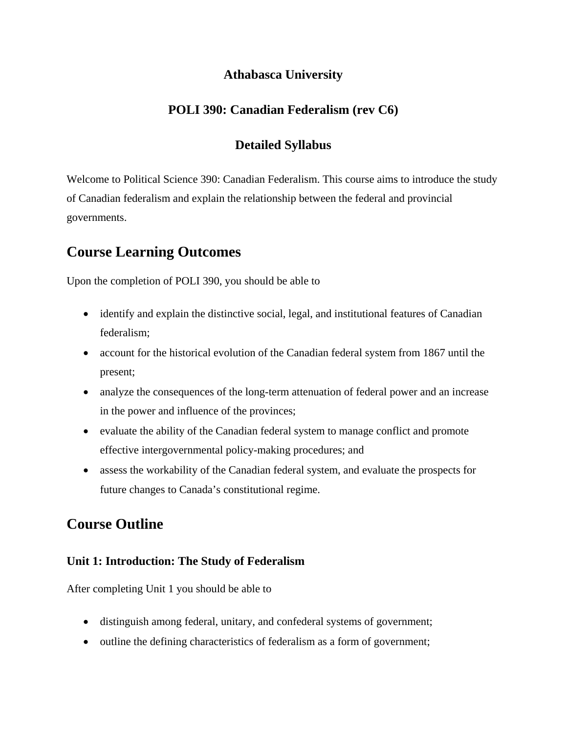**Athabasca University**

**POLI 390: Canadian Federalism (rev C6)**

**Detailed Syllabus**

Welcome to Political Science 390: Canadian Federalism. This course aims to introduce the study of Canadian federalism and explain the relationship between the federal and provincial governments.

## Course Learning Outcomes

Upon the completion of POLI 390, you should be able to

- identify and explain the distinctive social, legal, and institutional features of Canadian federalism;
- account for the historical evolution of the Canadian federal system from 1867 until the present;
- analyze the consequences of the long-term attenuation of federal power and an increase in the power and influence of the provinces;
- evaluate the ability of the Canadian federal system to manage conflict and promote effective intergovernmental policy-making procedures; and
- assess the workability of the Canadian federal system, and evaluate the prospects for future changes to Canada's constitutional regime.

## Course Outline

### Unit 1: Introduction: The Study of Federalism

After completing Unit 1 you should be able to

- distinguish among federal, unitary, and confederal systems of government;
- outline the defining characteristics of federalism as a form of government;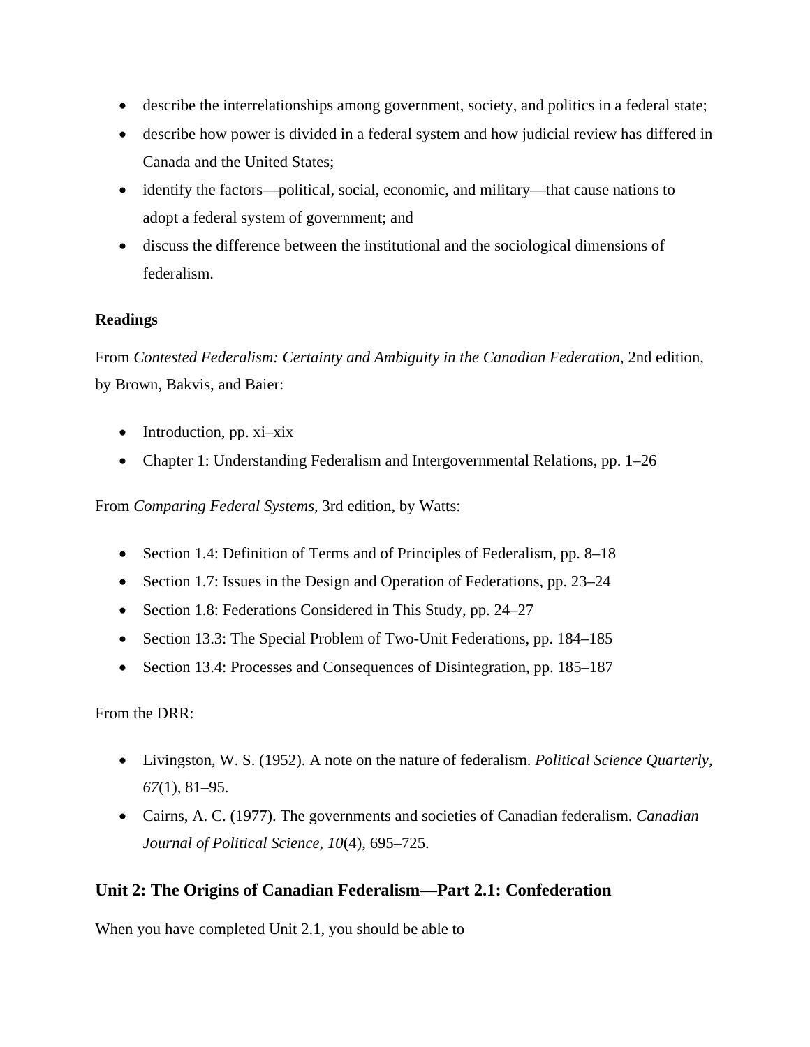- describe the interrelationships among government, society, and politics in a federal state;
- describe how power is divided in a federal system and how judicial review has differed in Canada and the United States;
- identify the factors—political, social, economic, and military—that cause nations to adopt a federal system of government; and
- discuss the difference between the institutional and the sociological dimensions of federalism.

**Readings**

From *Contested Federalism: Certainty and Ambiguity in the Canadian Federation*, 2nd edition, by Brown, Bakvis, and Baier:

- Introduction, pp. xi–xix
- Chapter 1: Understanding Federalism and Intergovernmental Relations, pp. 1–26

From *Comparing Federal Systems*, 3rd edition, by Watts:

- Section 1.4: Definition of Terms and of Principles of Federalism, pp. 8–18
- Section 1.7: Issues in the Design and Operation of Federations, pp. 23–24
- Section 1.8: Federations Considered in This Study, pp. 24–27
- Section 13.3: The Special Problem of Two-Unit Federations, pp. 184–185
- Section 13.4: Processes and Consequences of Disintegration, pp. 185–187

From the DRR:

- Livingston, W. S. (1952). A note on the nature of federalism. *Political Science Quarterly*, *67*(1), 81–95.
- Cairns, A. C. (1977). The governments and societies of Canadian federalism. *Canadian Journal of Political Science*, *10*(4), 695–725.

## Unit 2: The Origins of Canadian Federalism—Part 2.1: Confederation

When you have completed Unit 2.1, you should be able to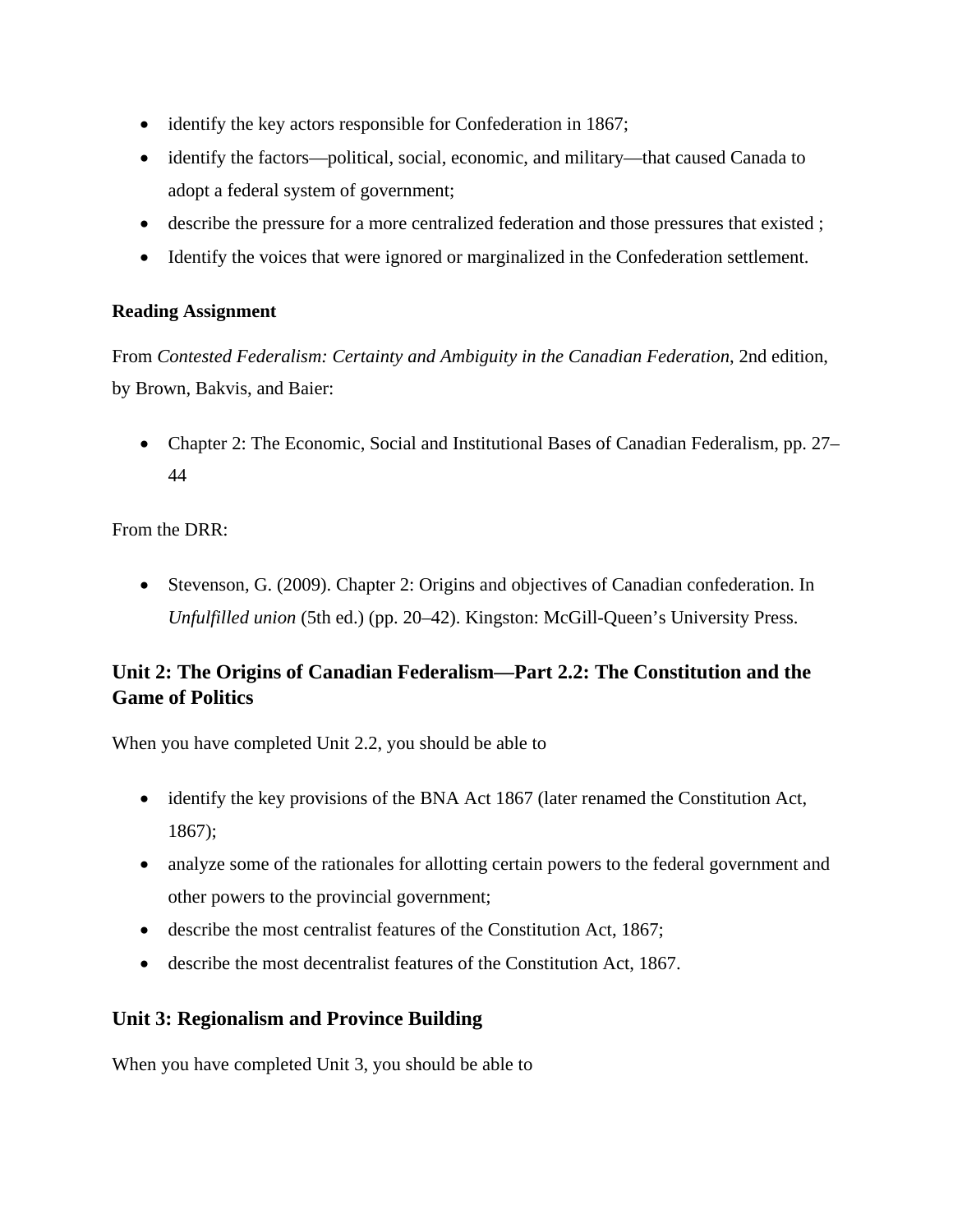- identify the key actors responsible for Confederation in 1867;
- identify the factors—political, social, economic, and military—that caused Canada to adopt a federal system of government;
- describe the pressure for a more centralized federation and those pressures that existed ;
- Identify the voices that were ignored or marginalized in the Confederation settlement.

**Reading Assignment**

From *Contested Federalism: Certainty and Ambiguity in the Canadian Federation*, 2nd edition, by Brown, Bakvis, and Baier:

- Chapter 2: The Economic, Social and Institutional Bases of Canadian Federalism, pp. 27–44

From the DRR:

- Stevenson, G. (2009). Chapter 2: Origins and objectives of Canadian confederation. In *Unfulfilled union* (5th ed.) (pp. 20–42). Kingston: McGill-Queen's University Press.

## Unit 2: The Origins of Canadian Federalism—Part 2.2: The Constitution and the Game of Politics

When you have completed Unit 2.2, you should be able to

- identify the key provisions of the BNA Act 1867 (later renamed the Constitution Act, 1867);
- analyze some of the rationales for allotting certain powers to the federal government and other powers to the provincial government;
- describe the most centralist features of the Constitution Act, 1867;
- describe the most decentralist features of the Constitution Act, 1867.

## Unit 3: Regionalism and Province Building

When you have completed Unit 3, you should be able to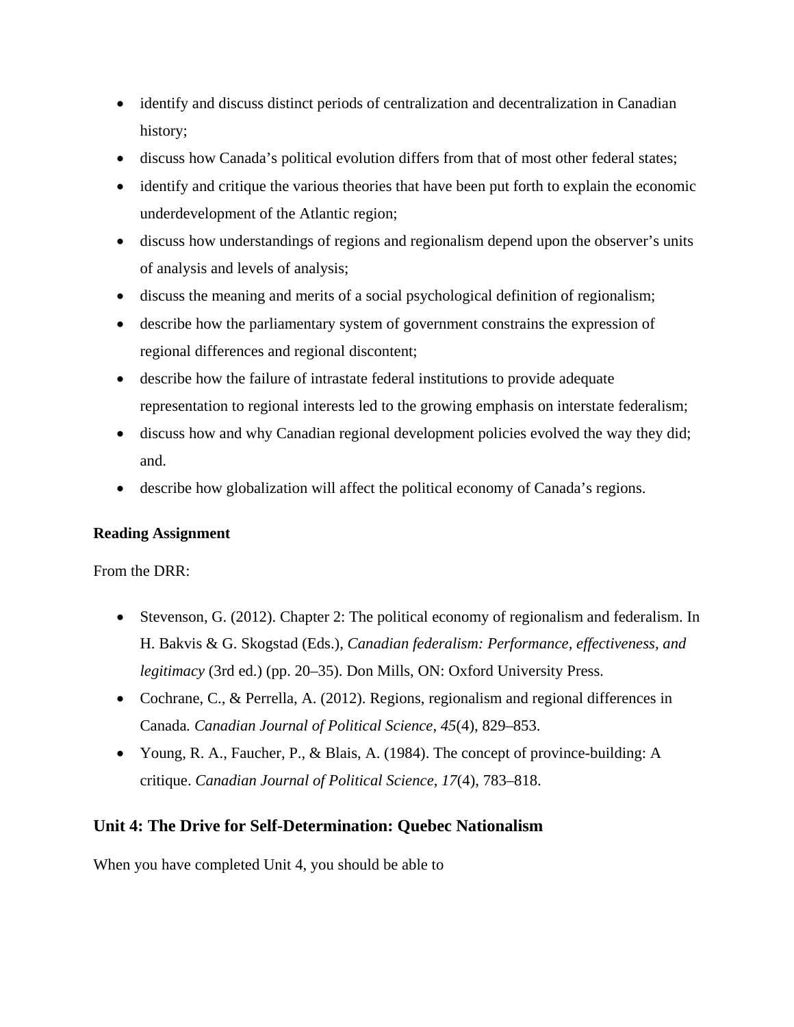- identify and discuss distinct periods of centralization and decentralization in Canadian history;
- discuss how Canada's political evolution differs from that of most other federal states;
- identify and critique the various theories that have been put forth to explain the economic underdevelopment of the Atlantic region;
- discuss how understandings of regions and regionalism depend upon the observer's units of analysis and levels of analysis;
- discuss the meaning and merits of a social psychological definition of regionalism;
- describe how the parliamentary system of government constrains the expression of regional differences and regional discontent;
- describe how the failure of intrastate federal institutions to provide adequate representation to regional interests led to the growing emphasis on interstate federalism;
- discuss how and why Canadian regional development policies evolved the way they did; and.
- describe how globalization will affect the political economy of Canada's regions.

**Reading Assignment**

From the DRR:

- Stevenson, G. (2012). Chapter 2: The political economy of regionalism and federalism. In H. Bakvis & G. Skogstad (Eds.), *Canadian federalism: Performance, effectiveness, and legitimacy* (3rd ed.) (pp. 20–35). Don Mills, ON: Oxford University Press.
- Cochrane, C., & Perrella, A. (2012). Regions, regionalism and regional differences in Canada. *Canadian Journal of Political Science*, *45*(4), 829–853.
- Young, R. A., Faucher, P., & Blais, A. (1984). The concept of province-building: A critique. *Canadian Journal of Political Science*, *17*(4), 783–818.

## Unit 4: The Drive for Self-Determination: Quebec Nationalism

When you have completed Unit 4, you should be able to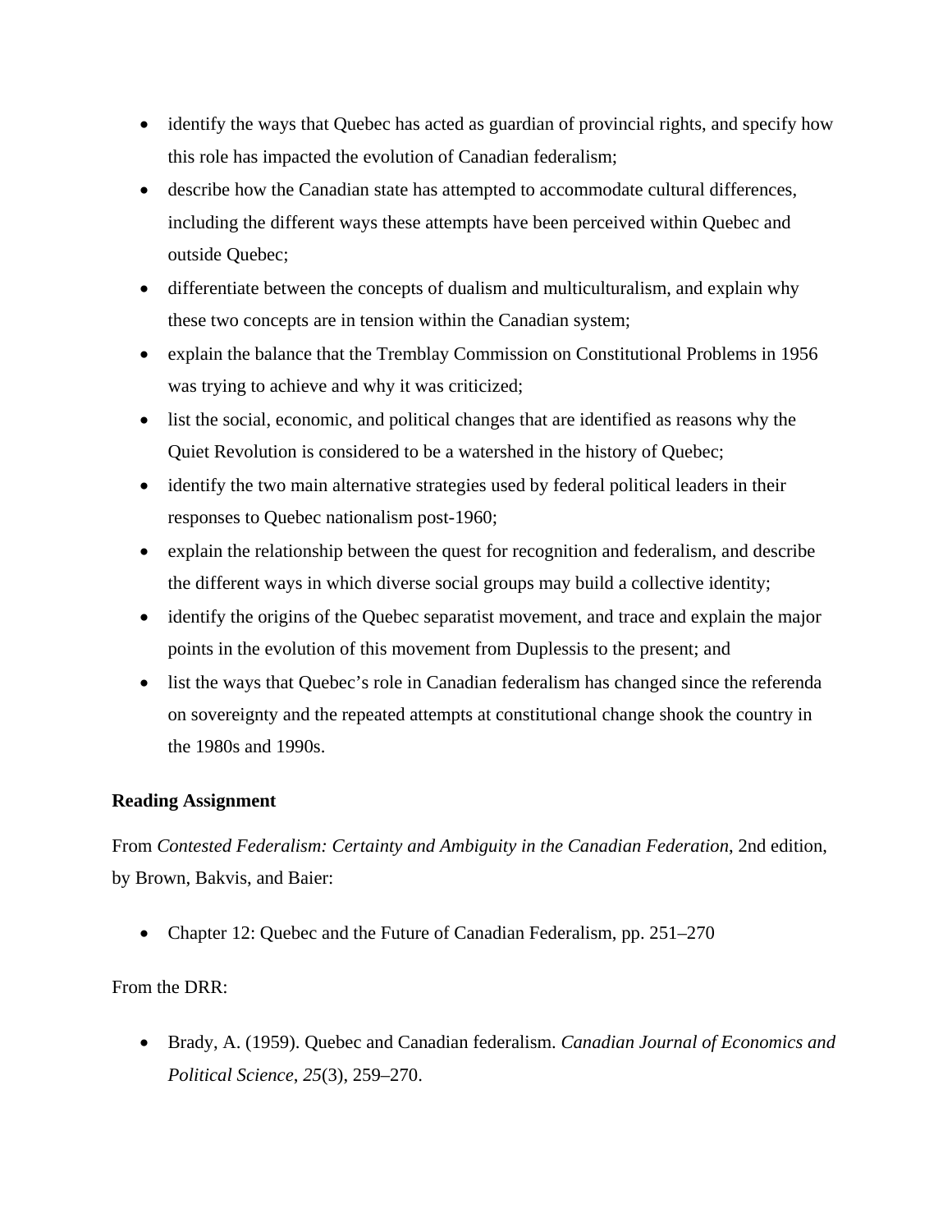- identify the ways that Quebec has acted as guardian of provincial rights, and specify how this role has impacted the evolution of Canadian federalism;
- describe how the Canadian state has attempted to accommodate cultural differences, including the different ways these attempts have been perceived within Quebec and outside Quebec;
- differentiate between the concepts of dualism and multiculturalism, and explain why these two concepts are in tension within the Canadian system;
- explain the balance that the Tremblay Commission on Constitutional Problems in 1956 was trying to achieve and why it was criticized;
- list the social, economic, and political changes that are identified as reasons why the Quiet Revolution is considered to be a watershed in the history of Quebec;
- identify the two main alternative strategies used by federal political leaders in their responses to Quebec nationalism post-1960;
- explain the relationship between the quest for recognition and federalism, and describe the different ways in which diverse social groups may build a collective identity;
- identify the origins of the Quebec separatist movement, and trace and explain the major points in the evolution of this movement from Duplessis to the present; and
- list the ways that Quebec's role in Canadian federalism has changed since the referenda on sovereignty and the repeated attempts at constitutional change shook the country in the 1980s and 1990s.

**Reading Assignment**

From *Contested Federalism: Certainty and Ambiguity in the Canadian Federation*, 2nd edition, by Brown, Bakvis, and Baier:

- Chapter 12: Quebec and the Future of Canadian Federalism, pp. 251–270

From the DRR:

- Brady, A. (1959). Quebec and Canadian federalism. *Canadian Journal of Economics and Political Science*, *25*(3), 259–270.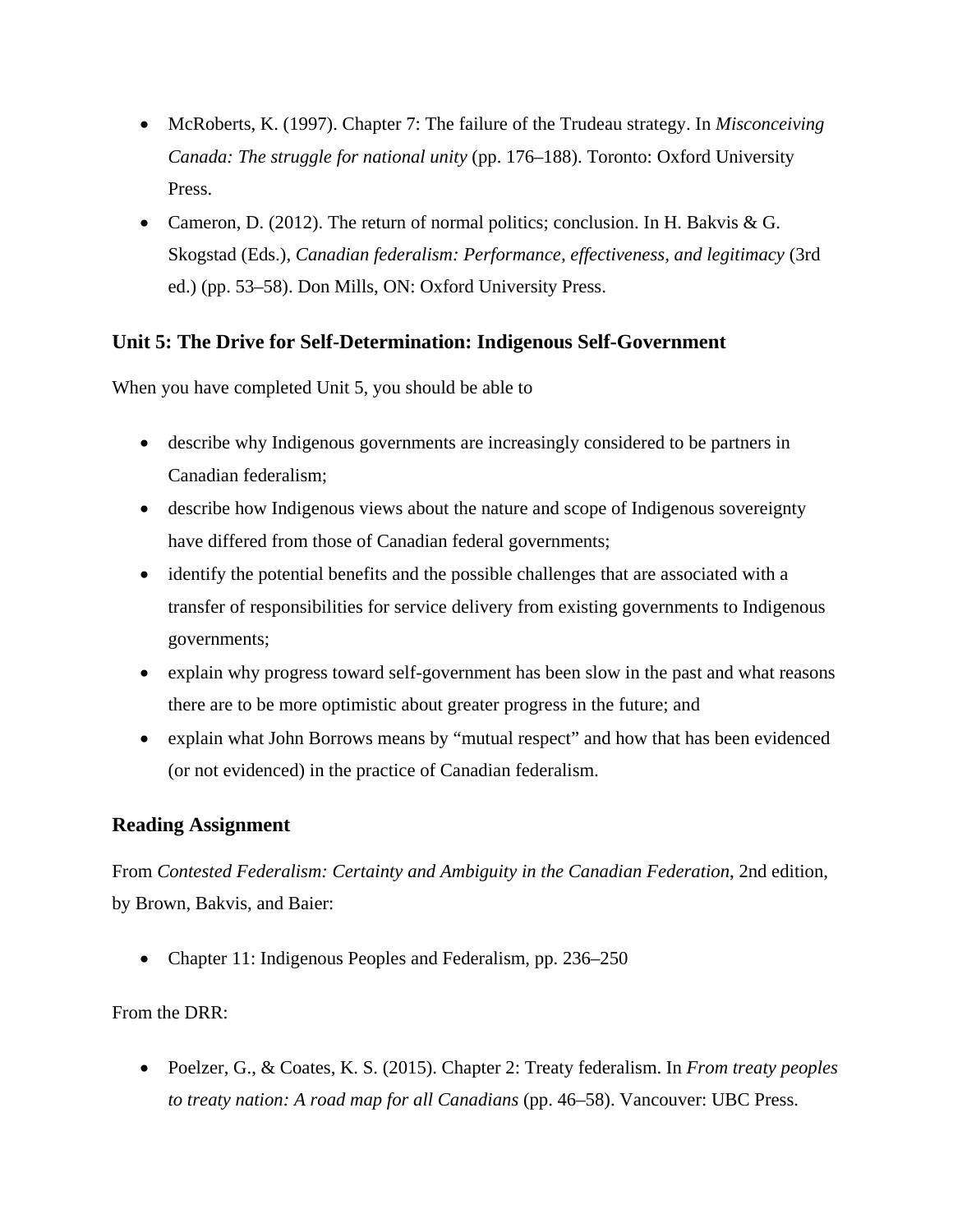- McRoberts, K. (1997). Chapter 7: The failure of the Trudeau strategy. In *Misconceiving Canada: The struggle for national unity* (pp. 176–188). Toronto: Oxford University Press.
- Cameron, D. (2012). The return of normal politics; conclusion. In H. Bakvis & G. Skogstad (Eds.), *Canadian federalism: Performance, effectiveness, and legitimacy* (3rd ed.) (pp. 53–58). Don Mills, ON: Oxford University Press.

### Unit 5: The Drive for Self-Determination: Indigenous Self-Government

When you have completed Unit 5, you should be able to

- describe why Indigenous governments are increasingly considered to be partners in Canadian federalism;
- describe how Indigenous views about the nature and scope of Indigenous sovereignty have differed from those of Canadian federal governments;
- identify the potential benefits and the possible challenges that are associated with a transfer of responsibilities for service delivery from existing governments to Indigenous governments;
- explain why progress toward self-government has been slow in the past and what reasons there are to be more optimistic about greater progress in the future; and
- explain what John Borrows means by "mutual respect" and how that has been evidenced (or not evidenced) in the practice of Canadian federalism.

### Reading Assignment

From *Contested Federalism: Certainty and Ambiguity in the Canadian Federation*, 2nd edition, by Brown, Bakvis, and Baier:

- Chapter 11: Indigenous Peoples and Federalism, pp. 236–250

From the DRR:

- Poelzer, G., & Coates, K. S. (2015). Chapter 2: Treaty federalism. In *From treaty peoples to treaty nation: A road map for all Canadians* (pp. 46–58). Vancouver: UBC Press.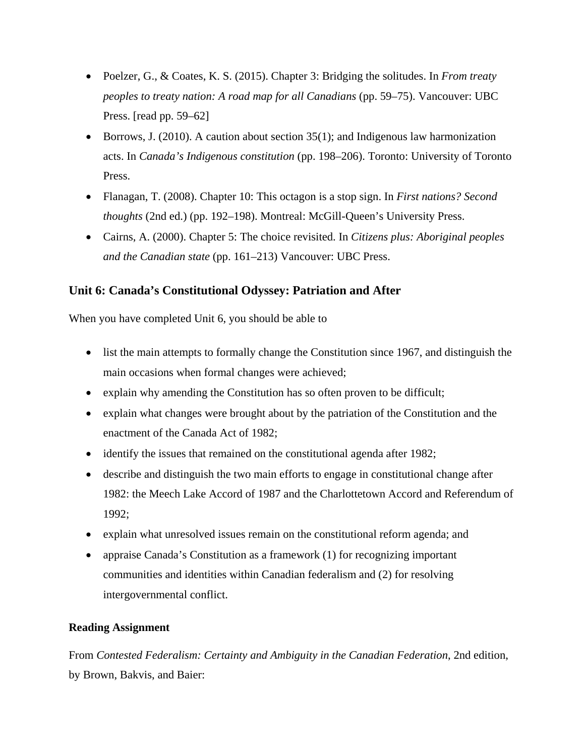- Poelzer, G., & Coates, K. S. (2015). Chapter 3: Bridging the solitudes. In *From treaty peoples to treaty nation: A road map for all Canadians* (pp. 59–75). Vancouver: UBC Press. [read pp. 59–62]
- Borrows, J. (2010). A caution about section 35(1); and Indigenous law harmonization acts. In *Canada's Indigenous constitution* (pp. 198–206). Toronto: University of Toronto Press.
- Flanagan, T. (2008). Chapter 10: This octagon is a stop sign. In *First nations? Second thoughts* (2nd ed.) (pp. 192–198). Montreal: McGill-Queen's University Press.
- Cairns, A. (2000). Chapter 5: The choice revisited. In *Citizens plus: Aboriginal peoples and the Canadian state* (pp. 161–213) Vancouver: UBC Press.

## Unit 6: Canada's Constitutional Odyssey: Patriation and After

When you have completed Unit 6, you should be able to

- list the main attempts to formally change the Constitution since 1967, and distinguish the main occasions when formal changes were achieved;
- explain why amending the Constitution has so often proven to be difficult;
- explain what changes were brought about by the patriation of the Constitution and the enactment of the Canada Act of 1982;
- identify the issues that remained on the constitutional agenda after 1982;
- describe and distinguish the two main efforts to engage in constitutional change after 1982: the Meech Lake Accord of 1987 and the Charlottetown Accord and Referendum of 1992;
- explain what unresolved issues remain on the constitutional reform agenda; and
- appraise Canada's Constitution as a framework (1) for recognizing important communities and identities within Canadian federalism and (2) for resolving intergovernmental conflict.

### Reading Assignment

From *Contested Federalism: Certainty and Ambiguity in the Canadian Federation*, 2nd edition, by Brown, Bakvis, and Baier: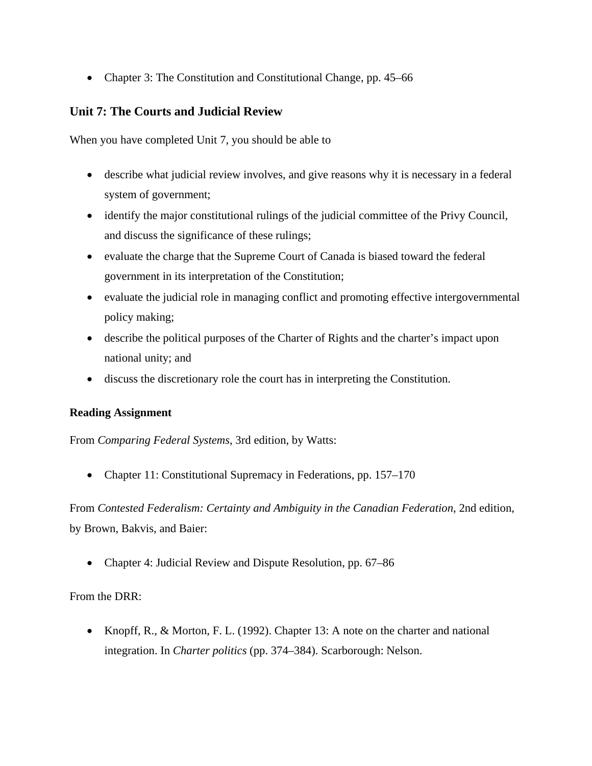- Chapter 3: The Constitution and Constitutional Change, pp. 45–66

## Unit 7: The Courts and Judicial Review

When you have completed Unit 7, you should be able to

- describe what judicial review involves, and give reasons why it is necessary in a federal system of government;
- identify the major constitutional rulings of the judicial committee of the Privy Council, and discuss the significance of these rulings;
- evaluate the charge that the Supreme Court of Canada is biased toward the federal government in its interpretation of the Constitution;
- evaluate the judicial role in managing conflict and promoting effective intergovernmental policy making;
- describe the political purposes of the Charter of Rights and the charter's impact upon national unity; and
- discuss the discretionary role the court has in interpreting the Constitution.

**Reading Assignment**

From *Comparing Federal Systems*, 3rd edition, by Watts:

- Chapter 11: Constitutional Supremacy in Federations, pp. 157–170

From *Contested Federalism: Certainty and Ambiguity in the Canadian Federation*, 2nd edition, by Brown, Bakvis, and Baier:

- Chapter 4: Judicial Review and Dispute Resolution, pp. 67–86

From the DRR:

- Knopff, R., & Morton, F. L. (1992). Chapter 13: A note on the charter and national integration. In *Charter politics* (pp. 374–384). Scarborough: Nelson.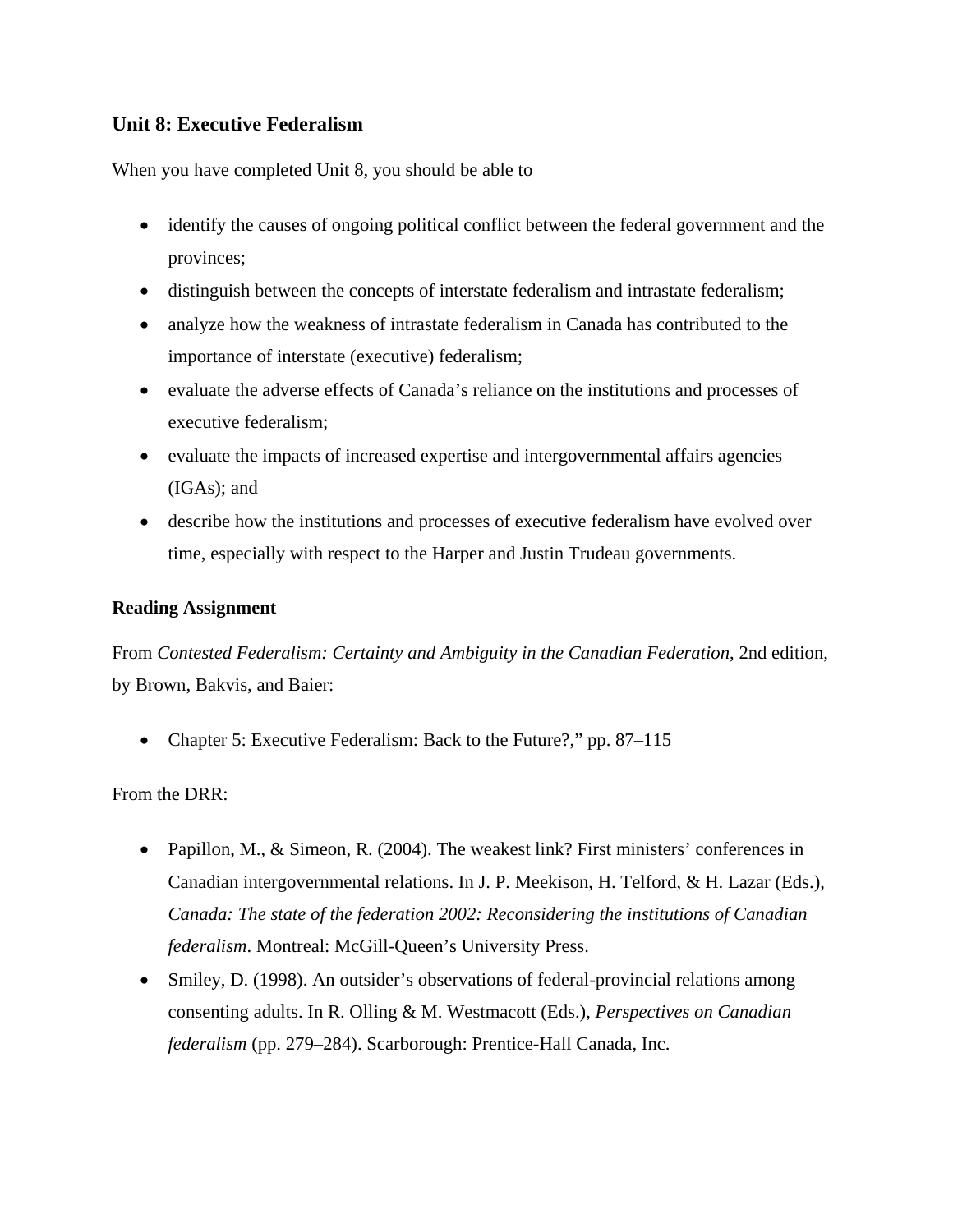## Unit 8: Executive Federalism

When you have completed Unit 8, you should be able to

- identify the causes of ongoing political conflict between the federal government and the provinces;
- distinguish between the concepts of interstate federalism and intrastate federalism;
- analyze how the weakness of intrastate federalism in Canada has contributed to the importance of interstate (executive) federalism;
- evaluate the adverse effects of Canada's reliance on the institutions and processes of executive federalism;
- evaluate the impacts of increased expertise and intergovernmental affairs agencies (IGAs); and
- describe how the institutions and processes of executive federalism have evolved over time, especially with respect to the Harper and Justin Trudeau governments.

**Reading Assignment**

From *Contested Federalism: Certainty and Ambiguity in the Canadian Federation*, 2nd edition, by Brown, Bakvis, and Baier:

- Chapter 5: Executive Federalism: Back to the Future?," pp. 87–115

From the DRR:

- Papillon, M., & Simeon, R. (2004). The weakest link? First ministers' conferences in Canadian intergovernmental relations. In J. P. Meekison, H. Telford, & H. Lazar (Eds.), *Canada: The state of the federation 2002: Reconsidering the institutions of Canadian federalism*. Montreal: McGill-Queen's University Press.
- Smiley, D. (1998). An outsider's observations of federal-provincial relations among consenting adults. In R. Olling & M. Westmacott (Eds.), *Perspectives on Canadian federalism* (pp. 279–284). Scarborough: Prentice-Hall Canada, Inc.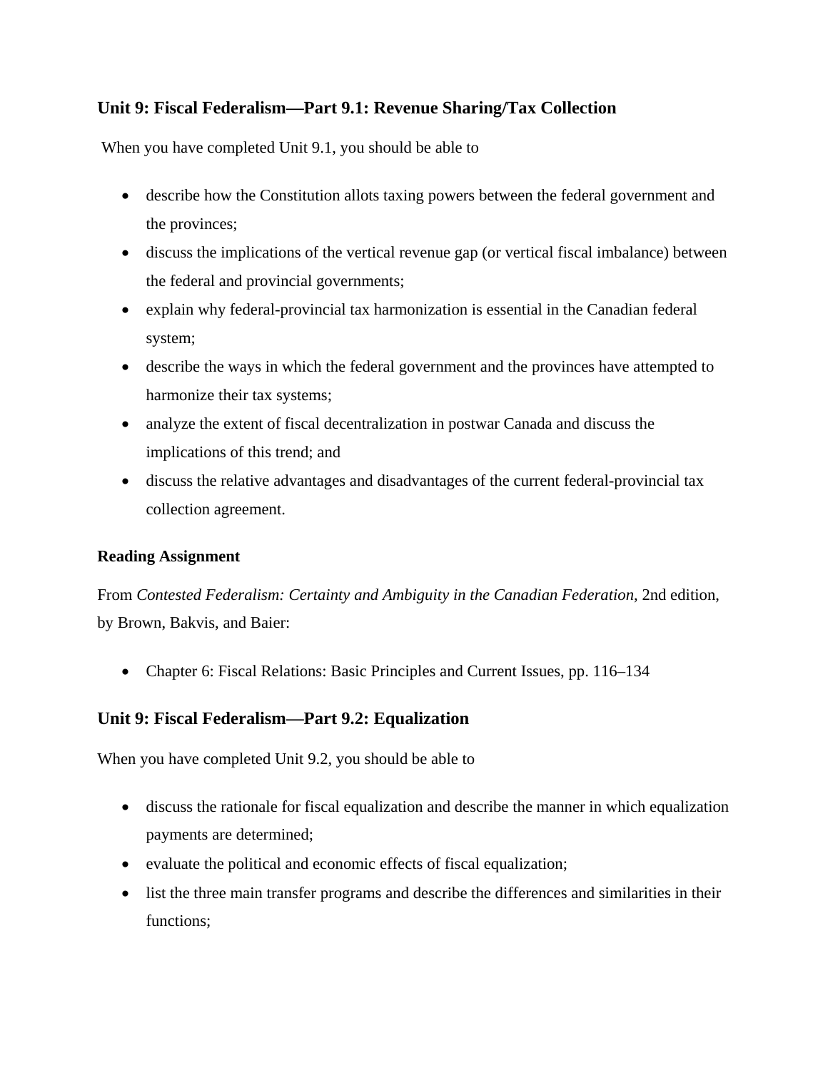## Unit 9: Fiscal Federalism—Part 9.1: Revenue Sharing/Tax Collection

When you have completed Unit 9.1, you should be able to

- describe how the Constitution allots taxing powers between the federal government and the provinces;
- discuss the implications of the vertical revenue gap (or vertical fiscal imbalance) between the federal and provincial governments;
- explain why federal-provincial tax harmonization is essential in the Canadian federal system;
- describe the ways in which the federal government and the provinces have attempted to harmonize their tax systems;
- analyze the extent of fiscal decentralization in postwar Canada and discuss the implications of this trend; and
- discuss the relative advantages and disadvantages of the current federal-provincial tax collection agreement.

### Reading Assignment

From *Contested Federalism: Certainty and Ambiguity in the Canadian Federation*, 2nd edition, by Brown, Bakvis, and Baier:

- Chapter 6: Fiscal Relations: Basic Principles and Current Issues, pp. 116–134

## Unit 9: Fiscal Federalism—Part 9.2: Equalization

When you have completed Unit 9.2, you should be able to

- discuss the rationale for fiscal equalization and describe the manner in which equalization payments are determined;
- evaluate the political and economic effects of fiscal equalization;
- list the three main transfer programs and describe the differences and similarities in their functions;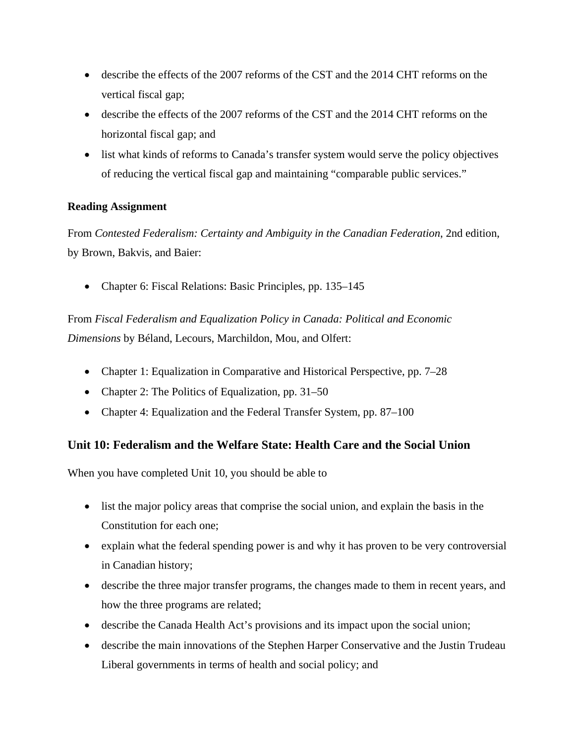- describe the effects of the 2007 reforms of the CST and the 2014 CHT reforms on the vertical fiscal gap;
- describe the effects of the 2007 reforms of the CST and the 2014 CHT reforms on the horizontal fiscal gap; and
- list what kinds of reforms to Canada's transfer system would serve the policy objectives of reducing the vertical fiscal gap and maintaining "comparable public services."

**Reading Assignment**

From *Contested Federalism: Certainty and Ambiguity in the Canadian Federation*, 2nd edition, by Brown, Bakvis, and Baier:

- Chapter 6: Fiscal Relations: Basic Principles, pp. 135–145

From *Fiscal Federalism and Equalization Policy in Canada: Political and Economic Dimensions* by Béland, Lecours, Marchildon, Mou, and Olfert:

- Chapter 1: Equalization in Comparative and Historical Perspective, pp. 7–28
- Chapter 2: The Politics of Equalization, pp. 31–50
- Chapter 4: Equalization and the Federal Transfer System, pp. 87–100

## Unit 10: Federalism and the Welfare State: Health Care and the Social Union

When you have completed Unit 10, you should be able to

- list the major policy areas that comprise the social union, and explain the basis in the Constitution for each one;
- explain what the federal spending power is and why it has proven to be very controversial in Canadian history;
- describe the three major transfer programs, the changes made to them in recent years, and how the three programs are related;
- describe the Canada Health Act's provisions and its impact upon the social union;
- describe the main innovations of the Stephen Harper Conservative and the Justin Trudeau Liberal governments in terms of health and social policy; and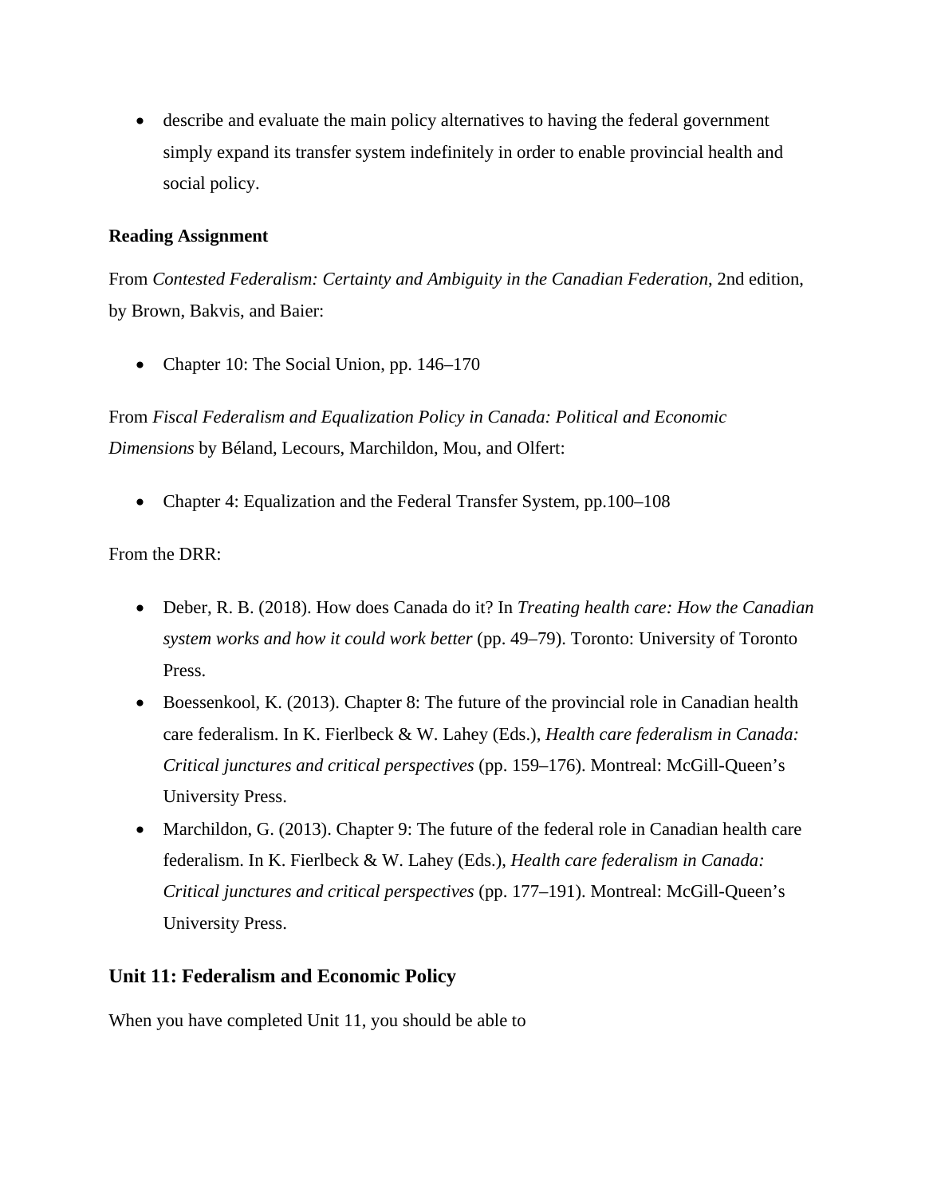- describe and evaluate the main policy alternatives to having the federal government simply expand its transfer system indefinitely in order to enable provincial health and social policy.

**Reading Assignment**

From *Contested Federalism: Certainty and Ambiguity in the Canadian Federation*, 2nd edition, by Brown, Bakvis, and Baier:

- Chapter 10: The Social Union, pp. 146–170

From *Fiscal Federalism and Equalization Policy in Canada: Political and Economic Dimensions* by Béland, Lecours, Marchildon, Mou, and Olfert:

- Chapter 4: Equalization and the Federal Transfer System, pp.100–108

From the DRR:

- Deber, R. B. (2018). How does Canada do it? In *Treating health care: How the Canadian system works and how it could work better* (pp. 49–79). Toronto: University of Toronto Press.
- Boessenkool, K. (2013). Chapter 8: The future of the provincial role in Canadian health care federalism. In K. Fierlbeck & W. Lahey (Eds.), *Health care federalism in Canada: Critical junctures and critical perspectives* (pp. 159–176). Montreal: McGill-Queen's University Press.
- Marchildon, G. (2013). Chapter 9: The future of the federal role in Canadian health care federalism. In K. Fierlbeck & W. Lahey (Eds.), *Health care federalism in Canada: Critical junctures and critical perspectives* (pp. 177–191). Montreal: McGill-Queen's University Press.

## Unit 11: Federalism and Economic Policy

When you have completed Unit 11, you should be able to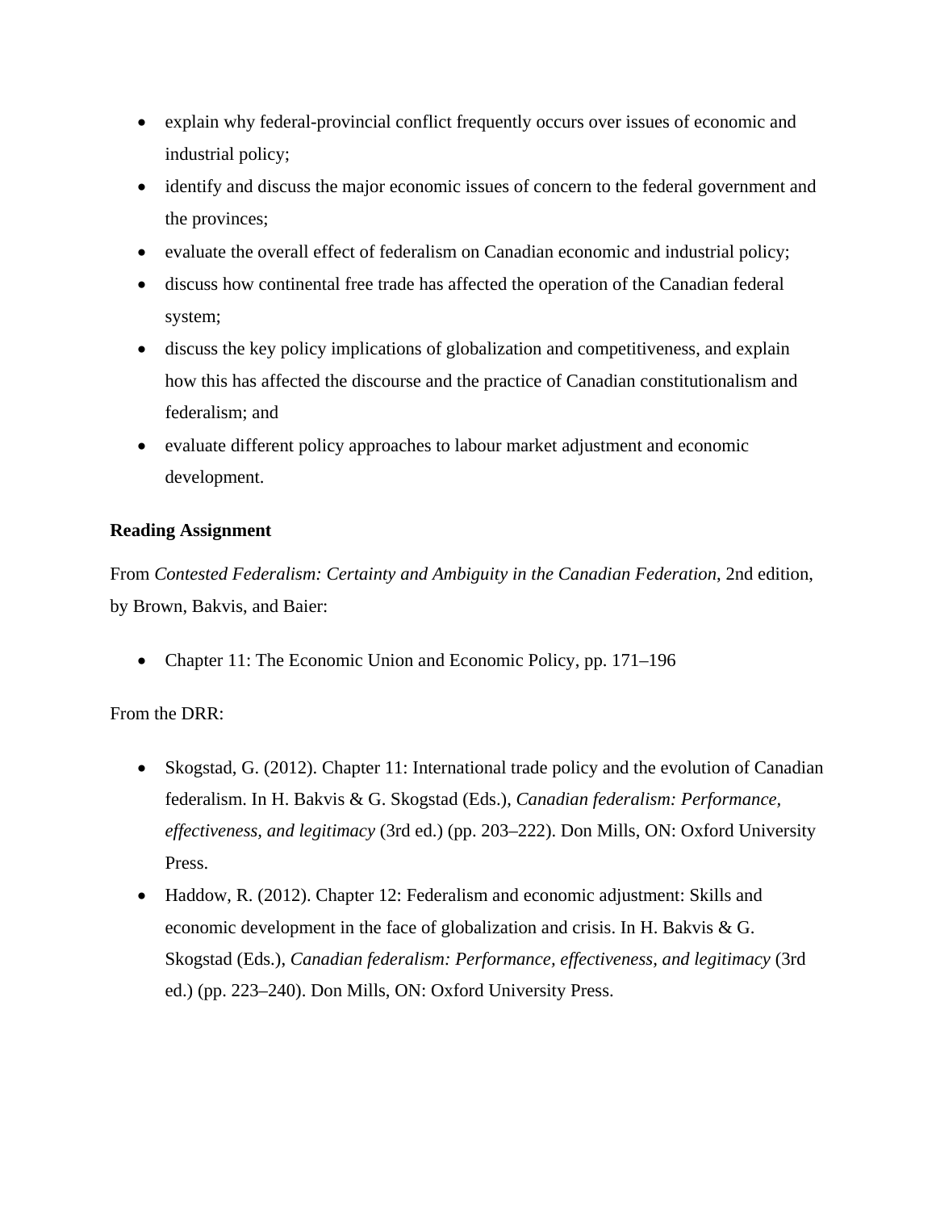- explain why federal-provincial conflict frequently occurs over issues of economic and industrial policy;
- identify and discuss the major economic issues of concern to the federal government and the provinces;
- evaluate the overall effect of federalism on Canadian economic and industrial policy;
- discuss how continental free trade has affected the operation of the Canadian federal system;
- discuss the key policy implications of globalization and competitiveness, and explain how this has affected the discourse and the practice of Canadian constitutionalism and federalism; and
- evaluate different policy approaches to labour market adjustment and economic development.

**Reading Assignment**

From *Contested Federalism: Certainty and Ambiguity in the Canadian Federation*, 2nd edition, by Brown, Bakvis, and Baier:

- Chapter 11: The Economic Union and Economic Policy, pp. 171–196

From the DRR:

- Skogstad, G. (2012). Chapter 11: International trade policy and the evolution of Canadian federalism. In H. Bakvis & G. Skogstad (Eds.), *Canadian federalism: Performance, effectiveness, and legitimacy* (3rd ed.) (pp. 203–222). Don Mills, ON: Oxford University Press.
- Haddow, R. (2012). Chapter 12: Federalism and economic adjustment: Skills and economic development in the face of globalization and crisis. In H. Bakvis & G. Skogstad (Eds.), *Canadian federalism: Performance, effectiveness, and legitimacy* (3rd ed.) (pp. 223–240). Don Mills, ON: Oxford University Press.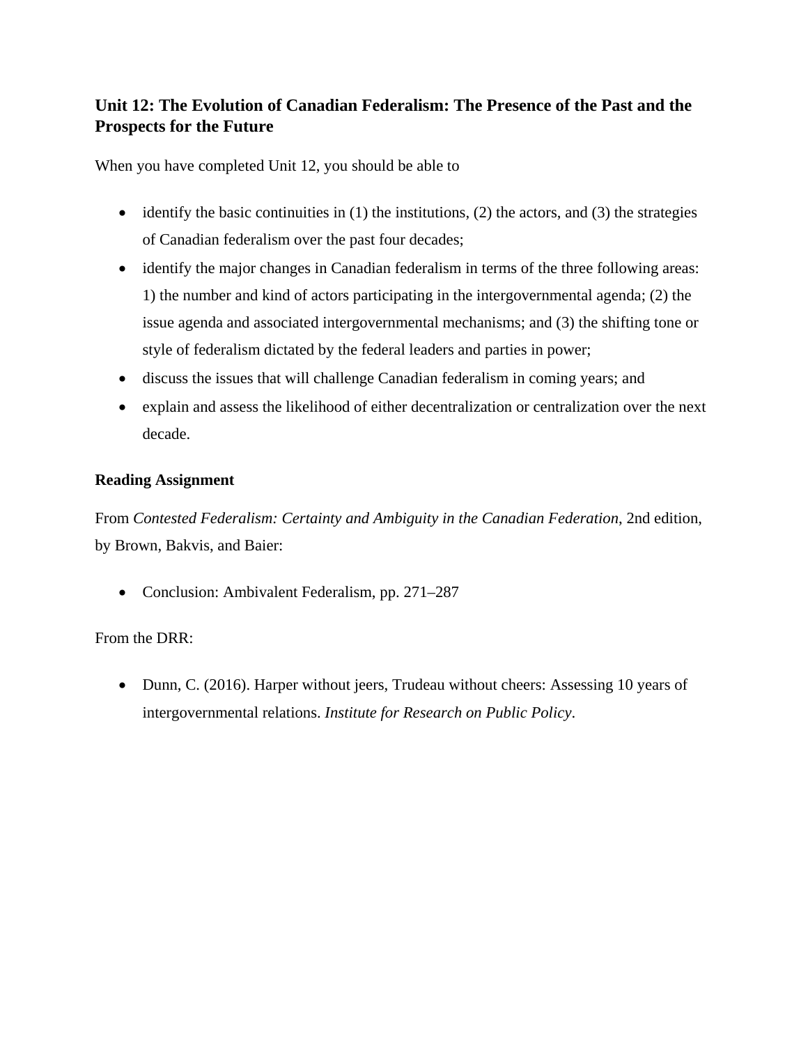## Unit 12: The Evolution of Canadian Federalism: The Presence of the Past and the Prospects for the Future

When you have completed Unit 12, you should be able to

- identify the basic continuities in (1) the institutions, (2) the actors, and (3) the strategies of Canadian federalism over the past four decades;
- identify the major changes in Canadian federalism in terms of the three following areas: 1) the number and kind of actors participating in the intergovernmental agenda; (2) the issue agenda and associated intergovernmental mechanisms; and (3) the shifting tone or style of federalism dictated by the federal leaders and parties in power;
- discuss the issues that will challenge Canadian federalism in coming years; and
- explain and assess the likelihood of either decentralization or centralization over the next decade.

### Reading Assignment

From *Contested Federalism: Certainty and Ambiguity in the Canadian Federation*, 2nd edition, by Brown, Bakvis, and Baier:

- Conclusion: Ambivalent Federalism, pp. 271–287

From the DRR:

- Dunn, C. (2016). Harper without jeers, Trudeau without cheers: Assessing 10 years of intergovernmental relations. *Institute for Research on Public Policy*.